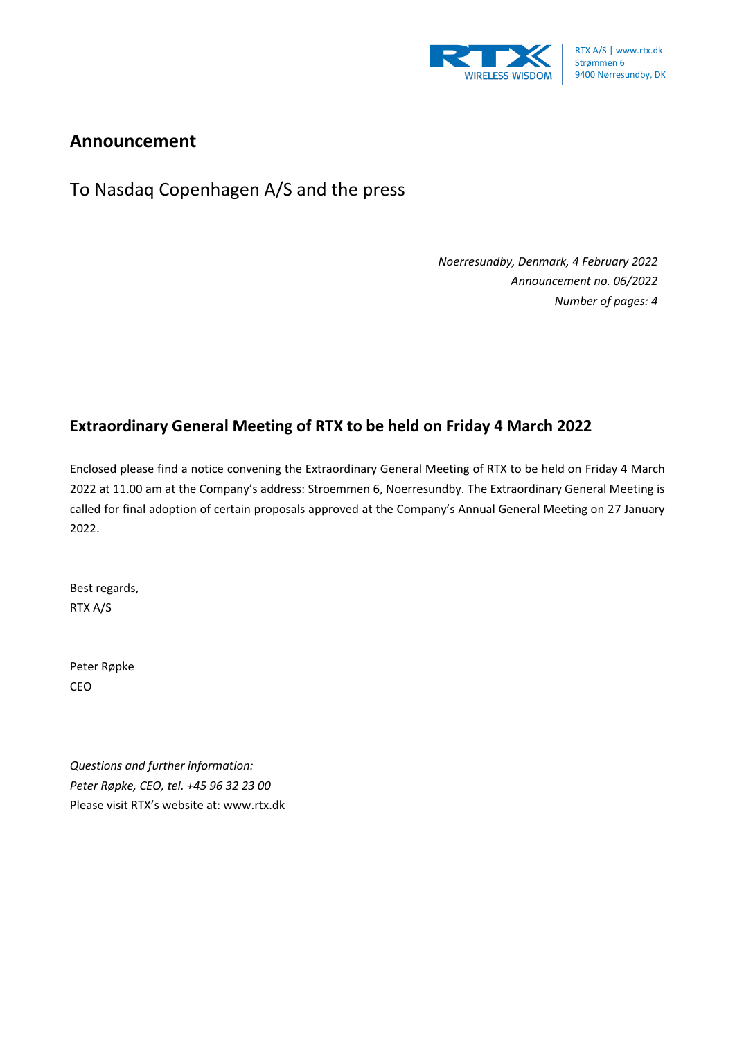RTX A/S | www.rtx.dk
Strømmen 6
9400 Nørresundby, DK

# Announcement

## To Nasdaq Copenhagen A/S and the press

*Noerresundby, Denmark, 4 February 2022*
*Announcement no. 06/2022*
*Number of pages: 4*

## Extraordinary General Meeting of RTX to be held on Friday 4 March 2022

Enclosed please find a notice convening the Extraordinary General Meeting of RTX to be held on Friday 4 March 2022 at 11.00 am at the Company's address: Stroemmen 6, Noerresundby. The Extraordinary General Meeting is called for final adoption of certain proposals approved at the Company's Annual General Meeting on 27 January 2022.

Best regards,
RTX A/S

Peter Røpke
CEO

*Questions and further information:*
*Peter Røpke, CEO, tel. +45 96 32 23 00*
Please visit RTX's website at: www.rtx.dk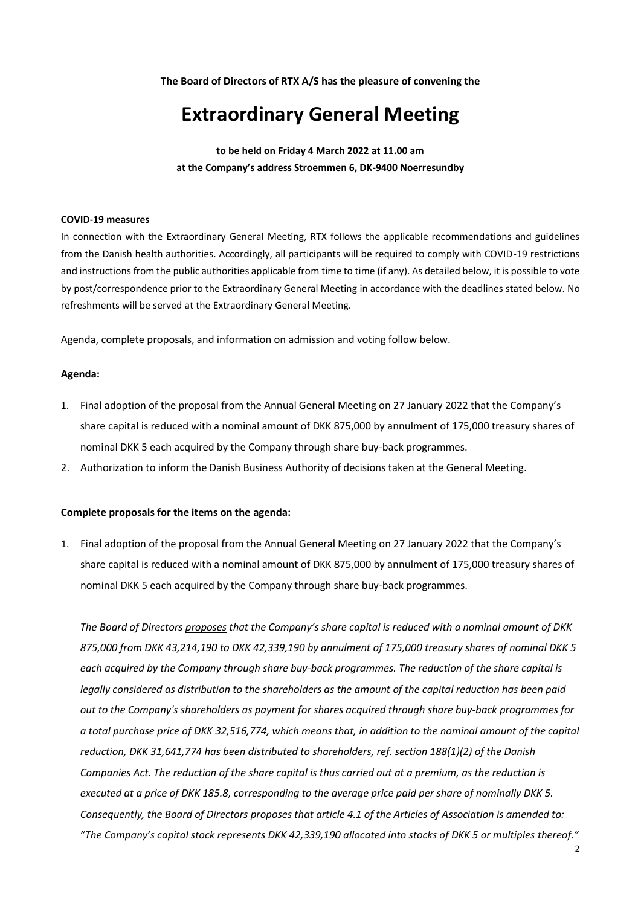**The Board of Directors of RTX A/S has the pleasure of convening the**

# Extraordinary General Meeting

**to be held on Friday 4 March 2022 at 11.00 am**
**at the Company's address Stroemmen 6, DK-9400 Noerresundby**

**COVID-19 measures**

In connection with the Extraordinary General Meeting, RTX follows the applicable recommendations and guidelines from the Danish health authorities. Accordingly, all participants will be required to comply with COVID-19 restrictions and instructions from the public authorities applicable from time to time (if any). As detailed below, it is possible to vote by post/correspondence prior to the Extraordinary General Meeting in accordance with the deadlines stated below. No refreshments will be served at the Extraordinary General Meeting.

Agenda, complete proposals, and information on admission and voting follow below.

**Agenda:**

1. Final adoption of the proposal from the Annual General Meeting on 27 January 2022 that the Company's share capital is reduced with a nominal amount of DKK 875,000 by annulment of 175,000 treasury shares of nominal DKK 5 each acquired by the Company through share buy-back programmes.
2. Authorization to inform the Danish Business Authority of decisions taken at the General Meeting.

**Complete proposals for the items on the agenda:**

1. Final adoption of the proposal from the Annual General Meeting on 27 January 2022 that the Company's share capital is reduced with a nominal amount of DKK 875,000 by annulment of 175,000 treasury shares of nominal DKK 5 each acquired by the Company through share buy-back programmes.

   *The Board of Directors <u>proposes</u> that the Company's share capital is reduced with a nominal amount of DKK 875,000 from DKK 43,214,190 to DKK 42,339,190 by annulment of 175,000 treasury shares of nominal DKK 5 each acquired by the Company through share buy-back programmes. The reduction of the share capital is legally considered as distribution to the shareholders as the amount of the capital reduction has been paid out to the Company's shareholders as payment for shares acquired through share buy-back programmes for a total purchase price of DKK 32,516,774, which means that, in addition to the nominal amount of the capital reduction, DKK 31,641,774 has been distributed to shareholders, ref. section 188(1)(2) of the Danish Companies Act. The reduction of the share capital is thus carried out at a premium, as the reduction is executed at a price of DKK 185.8, corresponding to the average price paid per share of nominally DKK 5. Consequently, the Board of Directors proposes that article 4.1 of the Articles of Association is amended to: "The Company's capital stock represents DKK 42,339,190 allocated into stocks of DKK 5 or multiples thereof."*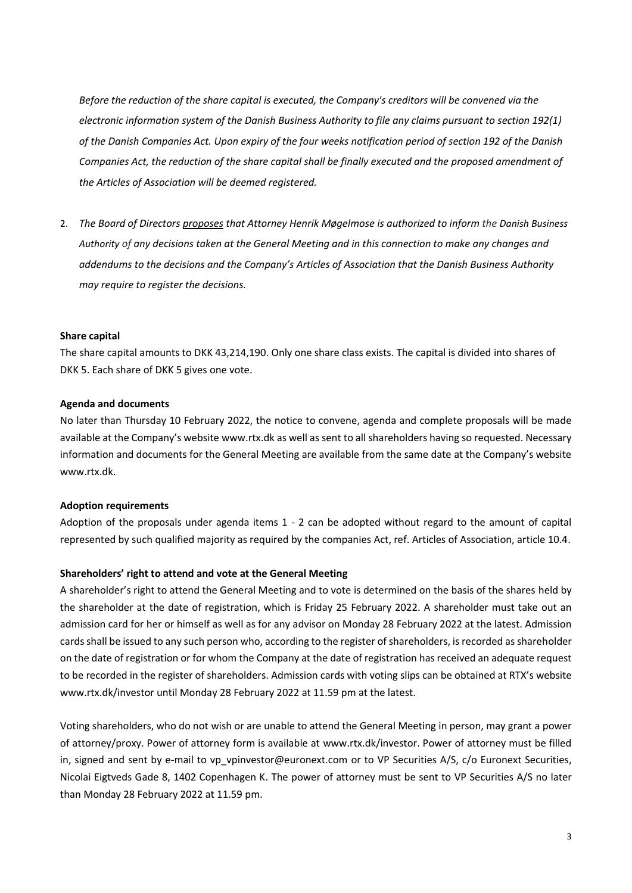*Before the reduction of the share capital is executed, the Company's creditors will be convened via the electronic information system of the Danish Business Authority to file any claims pursuant to section 192(1) of the Danish Companies Act. Upon expiry of the four weeks notification period of section 192 of the Danish Companies Act, the reduction of the share capital shall be finally executed and the proposed amendment of the Articles of Association will be deemed registered.*

2. *The Board of Directors <u>proposes</u> that Attorney Henrik Møgelmose is authorized to inform the Danish Business Authority of any decisions taken at the General Meeting and in this connection to make any changes and addendums to the decisions and the Company's Articles of Association that the Danish Business Authority may require to register the decisions.*

**Share capital**

The share capital amounts to DKK 43,214,190. Only one share class exists. The capital is divided into shares of DKK 5. Each share of DKK 5 gives one vote.

**Agenda and documents**

No later than Thursday 10 February 2022, the notice to convene, agenda and complete proposals will be made available at the Company's website www.rtx.dk as well as sent to all shareholders having so requested. Necessary information and documents for the General Meeting are available from the same date at the Company's website www.rtx.dk.

**Adoption requirements**

Adoption of the proposals under agenda items 1 - 2 can be adopted without regard to the amount of capital represented by such qualified majority as required by the companies Act, ref. Articles of Association, article 10.4.

**Shareholders' right to attend and vote at the General Meeting**

A shareholder's right to attend the General Meeting and to vote is determined on the basis of the shares held by the shareholder at the date of registration, which is Friday 25 February 2022. A shareholder must take out an admission card for her or himself as well as for any advisor on Monday 28 February 2022 at the latest. Admission cards shall be issued to any such person who, according to the register of shareholders, is recorded as shareholder on the date of registration or for whom the Company at the date of registration has received an adequate request to be recorded in the register of shareholders. Admission cards with voting slips can be obtained at RTX's website www.rtx.dk/investor until Monday 28 February 2022 at 11.59 pm at the latest.

Voting shareholders, who do not wish or are unable to attend the General Meeting in person, may grant a power of attorney/proxy. Power of attorney form is available at www.rtx.dk/investor. Power of attorney must be filled in, signed and sent by e-mail to vp_vpinvestor@euronext.com or to VP Securities A/S, c/o Euronext Securities, Nicolai Eigtveds Gade 8, 1402 Copenhagen K. The power of attorney must be sent to VP Securities A/S no later than Monday 28 February 2022 at 11.59 pm.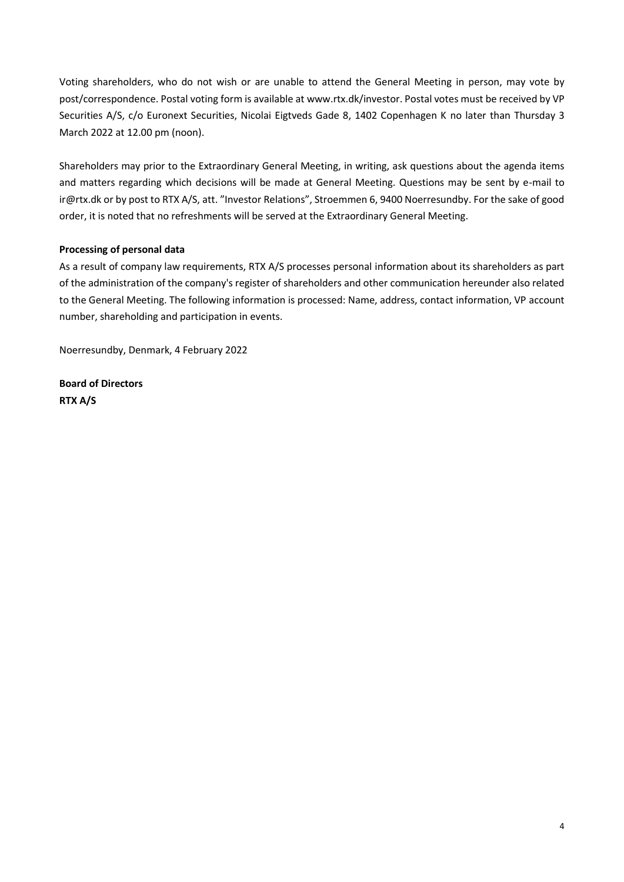Voting shareholders, who do not wish or are unable to attend the General Meeting in person, may vote by post/correspondence. Postal voting form is available at www.rtx.dk/investor. Postal votes must be received by VP Securities A/S, c/o Euronext Securities, Nicolai Eigtveds Gade 8, 1402 Copenhagen K no later than Thursday 3 March 2022 at 12.00 pm (noon).

Shareholders may prior to the Extraordinary General Meeting, in writing, ask questions about the agenda items and matters regarding which decisions will be made at General Meeting. Questions may be sent by e-mail to ir@rtx.dk or by post to RTX A/S, att. "Investor Relations", Stroemmen 6, 9400 Noerresundby. For the sake of good order, it is noted that no refreshments will be served at the Extraordinary General Meeting.

**Processing of personal data**

As a result of company law requirements, RTX A/S processes personal information about its shareholders as part of the administration of the company's register of shareholders and other communication hereunder also related to the General Meeting. The following information is processed: Name, address, contact information, VP account number, shareholding and participation in events.

Noerresundby, Denmark, 4 February 2022

**Board of Directors**
**RTX A/S**